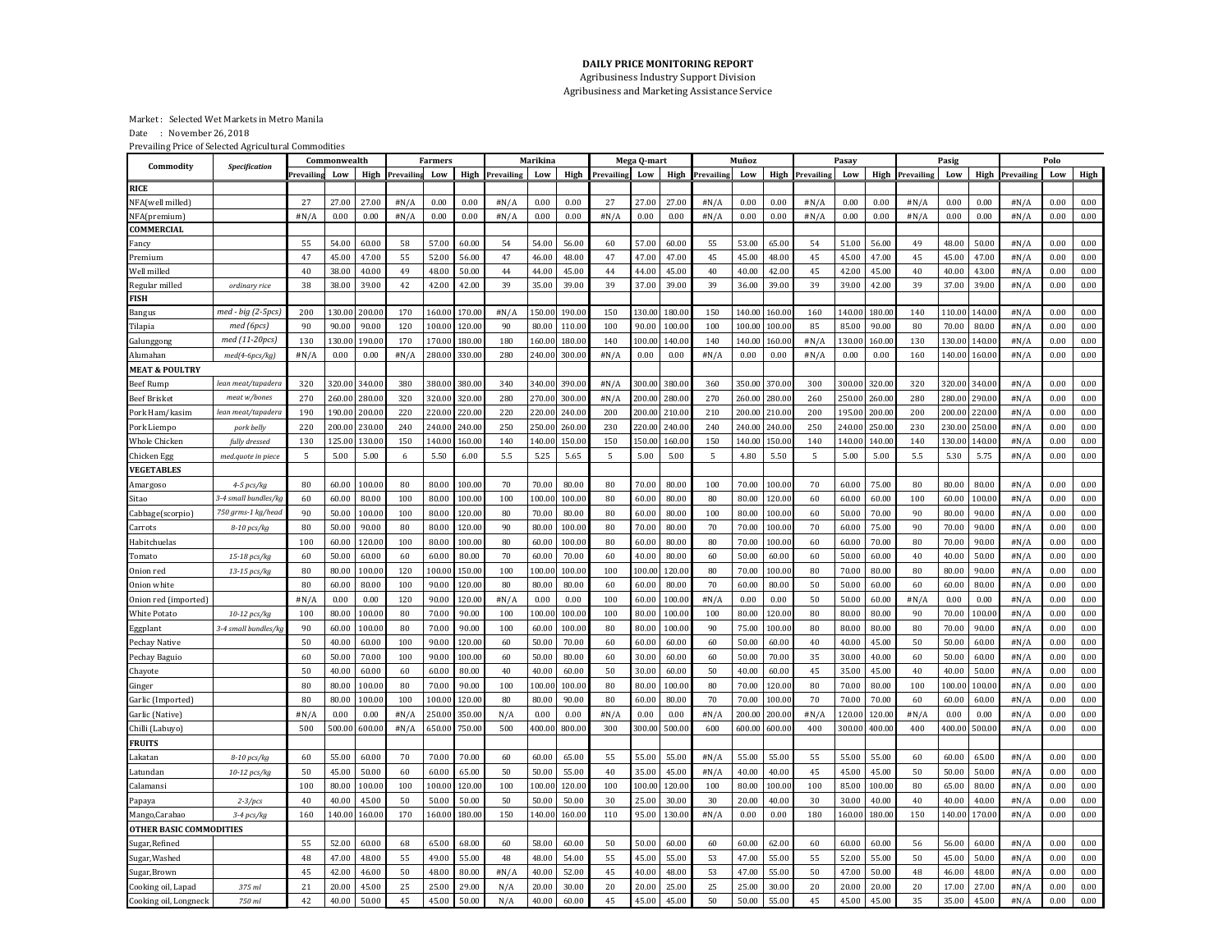**DAILY PRICE MONITORING REPORT**

Agribusiness Industry Support Division

Agribusiness and Marketing Assistance Service

Market : Selected Wet Markets in Metro Manila

Date : November 26, 2018

Prevailing Price of Selected Agricultural Commodities

| Commodity | Specification | Commonwealth | | | Farmers | | | Marikina | | | Mega Q-mart | | | Muñoz | | | Pasay | | | Pasig | | | Polo | | |
|---|---|---|---|---|---|---|---|---|---|---|---|---|---|---|---|---|---|---|---|---|---|---|---|---|---|
| | | Prevailing | Low | High | Prevailing | Low | High | Prevailing | Low | High | Prevailing | Low | High | Prevailing | Low | High | Prevailing | Low | High | Prevailing | Low | High | Prevailing | Low | High |
| **RICE** | | | | | | | | | | | | | | | | | | | | | | | | | |
| NFA(well milled) | | 27 | 27.00 | 27.00 | #N/A | 0.00 | 0.00 | #N/A | 0.00 | 0.00 | 27 | 27.00 | 27.00 | #N/A | 0.00 | 0.00 | #N/A | 0.00 | 0.00 | #N/A | 0.00 | 0.00 | #N/A | 0.00 | 0.00 |
| NFA(premium) | | #N/A | 0.00 | 0.00 | #N/A | 0.00 | 0.00 | #N/A | 0.00 | 0.00 | #N/A | 0.00 | 0.00 | #N/A | 0.00 | 0.00 | #N/A | 0.00 | 0.00 | #N/A | 0.00 | 0.00 | #N/A | 0.00 | 0.00 |
| **COMMERCIAL** | | | | | | | | | | | | | | | | | | | | | | | | | |
| Fancy | | 55 | 54.00 | 60.00 | 58 | 57.00 | 60.00 | 54 | 54.00 | 56.00 | 60 | 57.00 | 60.00 | 55 | 53.00 | 65.00 | 54 | 51.00 | 56.00 | 49 | 48.00 | 50.00 | #N/A | 0.00 | 0.00 |
| Premium | | 47 | 45.00 | 47.00 | 55 | 52.00 | 56.00 | 47 | 46.00 | 48.00 | 47 | 47.00 | 47.00 | 45 | 45.00 | 48.00 | 45 | 45.00 | 47.00 | 45 | 45.00 | 47.00 | #N/A | 0.00 | 0.00 |
| Well milled | | 40 | 38.00 | 40.00 | 49 | 48.00 | 50.00 | 44 | 44.00 | 45.00 | 44 | 44.00 | 45.00 | 40 | 40.00 | 42.00 | 45 | 42.00 | 45.00 | 40 | 40.00 | 43.00 | #N/A | 0.00 | 0.00 |
| Regular milled | *ordinary rice* | 38 | 38.00 | 39.00 | 42 | 42.00 | 42.00 | 39 | 35.00 | 39.00 | 39 | 37.00 | 39.00 | 39 | 36.00 | 39.00 | 39 | 39.00 | 42.00 | 39 | 37.00 | 39.00 | #N/A | 0.00 | 0.00 |
| **FISH** | | | | | | | | | | | | | | | | | | | | | | | | | |
| Bangus | *med - big (2-5pcs)* | 200 | 130.00 | 200.00 | 170 | 160.00 | 170.00 | #N/A | 150.00 | 190.00 | 150 | 130.00 | 180.00 | 150 | 140.00 | 160.00 | 160 | 140.00 | 180.00 | 140 | 110.00 | 140.00 | #N/A | 0.00 | 0.00 |
| Tilapia | *med (6pcs)* | 90 | 90.00 | 90.00 | 120 | 100.00 | 120.00 | 90 | 80.00 | 110.00 | 100 | 90.00 | 100.00 | 100 | 100.00 | 100.00 | 85 | 85.00 | 90.00 | 80 | 70.00 | 80.00 | #N/A | 0.00 | 0.00 |
| Galunggong | *med (11-20pcs)* | 130 | 130.00 | 190.00 | 170 | 170.00 | 180.00 | 180 | 160.00 | 180.00 | 140 | 100.00 | 140.00 | 140 | 140.00 | 160.00 | #N/A | 130.00 | 160.00 | 130 | 130.00 | 140.00 | #N/A | 0.00 | 0.00 |
| Alumahan | *med(4-6pcs/kg)* | #N/A | 0.00 | 0.00 | #N/A | 280.00 | 330.00 | 280 | 240.00 | 300.00 | #N/A | 0.00 | 0.00 | #N/A | 0.00 | 0.00 | #N/A | 0.00 | 0.00 | 160 | 140.00 | 160.00 | #N/A | 0.00 | 0.00 |
| **MEAT & POULTRY** | | | | | | | | | | | | | | | | | | | | | | | | | |
| Beef Rump | *lean meat/tapadera* | 320 | 320.00 | 340.00 | 380 | 380.00 | 380.00 | 340 | 340.00 | 390.00 | #N/A | 300.00 | 380.00 | 360 | 350.00 | 370.00 | 300 | 300.00 | 320.00 | 320 | 320.00 | 340.00 | #N/A | 0.00 | 0.00 |
| Beef Brisket | *meat w/bones* | 270 | 260.00 | 280.00 | 320 | 320.00 | 320.00 | 280 | 270.00 | 300.00 | #N/A | 200.00 | 280.00 | 270 | 260.00 | 280.00 | 260 | 250.00 | 260.00 | 280 | 280.00 | 290.00 | #N/A | 0.00 | 0.00 |
| Pork Ham/kasim | *lean meat/tapadera* | 190 | 190.00 | 200.00 | 220 | 220.00 | 220.00 | 220 | 220.00 | 240.00 | 200 | 200.00 | 210.00 | 210 | 200.00 | 210.00 | 200 | 195.00 | 200.00 | 200 | 200.00 | 220.00 | #N/A | 0.00 | 0.00 |
| Pork Liempo | *pork belly* | 220 | 200.00 | 230.00 | 240 | 240.00 | 240.00 | 250 | 250.00 | 260.00 | 230 | 220.00 | 240.00 | 240 | 240.00 | 240.00 | 250 | 240.00 | 250.00 | 230 | 230.00 | 250.00 | #N/A | 0.00 | 0.00 |
| Whole Chicken | *fully dressed* | 130 | 125.00 | 130.00 | 150 | 140.00 | 160.00 | 140 | 140.00 | 150.00 | 150 | 150.00 | 160.00 | 150 | 140.00 | 150.00 | 140 | 140.00 | 140.00 | 140 | 130.00 | 140.00 | #N/A | 0.00 | 0.00 |
| Chicken Egg | *med.quote in piece* | 5 | 5.00 | 5.00 | 6 | 5.50 | 6.00 | 5.5 | 5.25 | 5.65 | 5 | 5.00 | 5.00 | 5 | 4.80 | 5.50 | 5 | 5.00 | 5.00 | 5.5 | 5.30 | 5.75 | #N/A | 0.00 | 0.00 |
| **VEGETABLES** | | | | | | | | | | | | | | | | | | | | | | | | | |
| Amargoso | *4-5 pcs/kg* | 80 | 60.00 | 100.00 | 80 | 80.00 | 100.00 | 70 | 70.00 | 80.00 | 80 | 70.00 | 80.00 | 100 | 70.00 | 100.00 | 70 | 60.00 | 75.00 | 80 | 80.00 | 80.00 | #N/A | 0.00 | 0.00 |
| Sitao | *3-4 small bundles/kg* | 60 | 60.00 | 80.00 | 100 | 80.00 | 100.00 | 100 | 100.00 | 100.00 | 80 | 60.00 | 80.00 | 80 | 80.00 | 120.00 | 60 | 60.00 | 60.00 | 100 | 60.00 | 100.00 | #N/A | 0.00 | 0.00 |
| Cabbage(scorpio) | *750 grms-1 kg/head* | 90 | 50.00 | 100.00 | 100 | 80.00 | 120.00 | 80 | 70.00 | 80.00 | 80 | 60.00 | 80.00 | 100 | 80.00 | 100.00 | 60 | 50.00 | 70.00 | 90 | 80.00 | 90.00 | #N/A | 0.00 | 0.00 |
| Carrots | *8-10 pcs/kg* | 80 | 50.00 | 90.00 | 80 | 80.00 | 120.00 | 90 | 80.00 | 100.00 | 80 | 70.00 | 80.00 | 70 | 70.00 | 100.00 | 70 | 60.00 | 75.00 | 90 | 70.00 | 90.00 | #N/A | 0.00 | 0.00 |
| Habitchuelas | | 100 | 60.00 | 120.00 | 100 | 80.00 | 100.00 | 80 | 60.00 | 100.00 | 80 | 60.00 | 80.00 | 80 | 70.00 | 100.00 | 60 | 60.00 | 70.00 | 80 | 70.00 | 90.00 | #N/A | 0.00 | 0.00 |
| Tomato | *15-18 pcs/kg* | 60 | 50.00 | 60.00 | 60 | 60.00 | 80.00 | 70 | 60.00 | 70.00 | 60 | 40.00 | 80.00 | 60 | 50.00 | 60.00 | 60 | 50.00 | 60.00 | 40 | 40.00 | 50.00 | #N/A | 0.00 | 0.00 |
| Onion red | *13-15 pcs/kg* | 80 | 80.00 | 100.00 | 120 | 100.00 | 150.00 | 100 | 100.00 | 100.00 | 100 | 100.00 | 120.00 | 80 | 70.00 | 100.00 | 80 | 70.00 | 80.00 | 80 | 80.00 | 90.00 | #N/A | 0.00 | 0.00 |
| Onion white | | 80 | 60.00 | 80.00 | 100 | 90.00 | 120.00 | 80 | 80.00 | 80.00 | 60 | 60.00 | 80.00 | 70 | 60.00 | 80.00 | 50 | 50.00 | 60.00 | 60 | 60.00 | 80.00 | #N/A | 0.00 | 0.00 |
| Onion red (imported) | | #N/A | 0.00 | 0.00 | 120 | 90.00 | 120.00 | #N/A | 0.00 | 0.00 | 100 | 60.00 | 100.00 | #N/A | 0.00 | 0.00 | 50 | 50.00 | 60.00 | #N/A | 0.00 | 0.00 | #N/A | 0.00 | 0.00 |
| White Potato | *10-12 pcs/kg* | 100 | 80.00 | 100.00 | 80 | 70.00 | 90.00 | 100 | 100.00 | 100.00 | 100 | 80.00 | 100.00 | 100 | 80.00 | 120.00 | 80 | 80.00 | 80.00 | 90 | 70.00 | 100.00 | #N/A | 0.00 | 0.00 |
| Eggplant | *3-4 small bundles/kg* | 90 | 60.00 | 100.00 | 80 | 70.00 | 90.00 | 100 | 60.00 | 100.00 | 80 | 80.00 | 100.00 | 90 | 75.00 | 100.00 | 80 | 80.00 | 80.00 | 80 | 70.00 | 90.00 | #N/A | 0.00 | 0.00 |
| Pechay Native | | 50 | 40.00 | 60.00 | 100 | 90.00 | 120.00 | 60 | 50.00 | 70.00 | 60 | 60.00 | 60.00 | 60 | 50.00 | 60.00 | 40 | 40.00 | 45.00 | 50 | 50.00 | 60.00 | #N/A | 0.00 | 0.00 |
| Pechay Baguio | | 60 | 50.00 | 70.00 | 100 | 90.00 | 100.00 | 60 | 50.00 | 80.00 | 60 | 30.00 | 60.00 | 60 | 50.00 | 70.00 | 35 | 30.00 | 40.00 | 60 | 50.00 | 60.00 | #N/A | 0.00 | 0.00 |
| Chayote | | 50 | 40.00 | 60.00 | 60 | 60.00 | 80.00 | 40 | 40.00 | 60.00 | 50 | 30.00 | 60.00 | 50 | 40.00 | 60.00 | 45 | 35.00 | 45.00 | 40 | 40.00 | 50.00 | #N/A | 0.00 | 0.00 |
| Ginger | | 80 | 80.00 | 100.00 | 80 | 70.00 | 90.00 | 100 | 100.00 | 100.00 | 80 | 80.00 | 100.00 | 80 | 70.00 | 120.00 | 80 | 70.00 | 80.00 | 100 | 100.00 | 100.00 | #N/A | 0.00 | 0.00 |
| Garlic (Imported) | | 80 | 80.00 | 100.00 | 100 | 100.00 | 120.00 | 80 | 80.00 | 90.00 | 80 | 60.00 | 80.00 | 70 | 70.00 | 100.00 | 70 | 70.00 | 70.00 | 60 | 60.00 | 60.00 | #N/A | 0.00 | 0.00 |
| Garlic (Native) | | #N/A | 0.00 | 0.00 | #N/A | 250.00 | 350.00 | N/A | 0.00 | 0.00 | #N/A | 0.00 | 0.00 | #N/A | 200.00 | 200.00 | #N/A | 120.00 | 120.00 | #N/A | 0.00 | 0.00 | #N/A | 0.00 | 0.00 |
| Chilli (Labuyo) | | 500 | 500.00 | 600.00 | #N/A | 650.00 | 750.00 | 500 | 400.00 | 800.00 | 300 | 300.00 | 500.00 | 600 | 600.00 | 600.00 | 400 | 300.00 | 400.00 | 400 | 400.00 | 500.00 | #N/A | 0.00 | 0.00 |
| **FRUITS** | | | | | | | | | | | | | | | | | | | | | | | | | |
| Lakatan | *8-10 pcs/kg* | 60 | 55.00 | 60.00 | 70 | 70.00 | 70.00 | 60 | 60.00 | 65.00 | 55 | 55.00 | 55.00 | #N/A | 55.00 | 55.00 | 55 | 55.00 | 55.00 | 60 | 60.00 | 65.00 | #N/A | 0.00 | 0.00 |
| Latundan | *10-12 pcs/kg* | 50 | 45.00 | 50.00 | 60 | 60.00 | 65.00 | 50 | 50.00 | 55.00 | 40 | 35.00 | 45.00 | #N/A | 40.00 | 40.00 | 45 | 45.00 | 45.00 | 50 | 50.00 | 50.00 | #N/A | 0.00 | 0.00 |
| Calamansi | | 100 | 80.00 | 100.00 | 100 | 100.00 | 120.00 | 100 | 100.00 | 120.00 | 100 | 100.00 | 120.00 | 100 | 80.00 | 100.00 | 100 | 85.00 | 100.00 | 80 | 65.00 | 80.00 | #N/A | 0.00 | 0.00 |
| Papaya | *2-3/pcs* | 40 | 40.00 | 45.00 | 50 | 50.00 | 50.00 | 50 | 50.00 | 50.00 | 30 | 25.00 | 30.00 | 30 | 20.00 | 40.00 | 30 | 30.00 | 40.00 | 40 | 40.00 | 40.00 | #N/A | 0.00 | 0.00 |
| Mango,Carabao | *3-4 pcs/kg* | 160 | 140.00 | 160.00 | 170 | 160.00 | 180.00 | 150 | 140.00 | 160.00 | 110 | 95.00 | 130.00 | #N/A | 0.00 | 0.00 | 180 | 160.00 | 180.00 | 150 | 140.00 | 170.00 | #N/A | 0.00 | 0.00 |
| **OTHER BASIC COMMODITIES** | | | | | | | | | | | | | | | | | | | | | | | | | |
| Sugar,Refined | | 55 | 52.00 | 60.00 | 68 | 65.00 | 68.00 | 60 | 58.00 | 60.00 | 50 | 50.00 | 60.00 | 60 | 60.00 | 62.00 | 60 | 60.00 | 60.00 | 56 | 56.00 | 60.00 | #N/A | 0.00 | 0.00 |
| Sugar,Washed | | 48 | 47.00 | 48.00 | 55 | 49.00 | 55.00 | 48 | 48.00 | 54.00 | 55 | 45.00 | 55.00 | 53 | 47.00 | 55.00 | 55 | 52.00 | 55.00 | 50 | 45.00 | 50.00 | #N/A | 0.00 | 0.00 |
| Sugar,Brown | | 45 | 42.00 | 46.00 | 50 | 48.00 | 80.00 | #N/A | 40.00 | 52.00 | 45 | 40.00 | 48.00 | 53 | 47.00 | 55.00 | 50 | 47.00 | 50.00 | 48 | 46.00 | 48.00 | #N/A | 0.00 | 0.00 |
| Cooking oil, Lapad | *375 ml* | 21 | 20.00 | 45.00 | 25 | 25.00 | 29.00 | N/A | 20.00 | 30.00 | 20 | 20.00 | 25.00 | 25 | 25.00 | 30.00 | 20 | 20.00 | 20.00 | 20 | 17.00 | 27.00 | #N/A | 0.00 | 0.00 |
| Cooking oil, Longneck | *750 ml* | 42 | 40.00 | 50.00 | 45 | 45.00 | 50.00 | N/A | 40.00 | 60.00 | 45 | 45.00 | 45.00 | 50 | 50.00 | 55.00 | 45 | 45.00 | 45.00 | 35 | 35.00 | 45.00 | #N/A | 0.00 | 0.00 |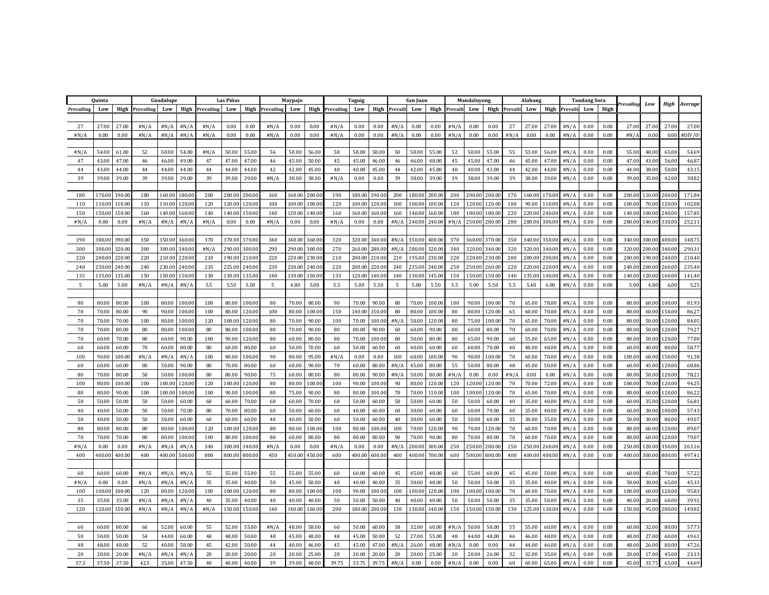| Quinta | | | Guadalupe | | | Las Piñas | | | Maypajo | | | Taguig | | | San Juan | | | Mandaluyong | | | Alabang | | | Tandang Sora | | | Prevailing | Low | High | Average |
|---|---|---|---|---|---|---|---|---|---|---|---|---|---|---|---|---|---|---|---|---|---|---|---|---|---|---|---|---|---|---|
| Prevailing | Low | High | Prevailing | Low | High | Prevailing | Low | High | Prevailing | Low | High | Prevailing | Low | High | Prevaili | Low | High | Prevaili | Low | High | Prevaili | Low | High | Prevaili | Low | High | | | | |
| | | | | | | | | | | | | | | | | | | | | | | | | | | | | | | |
| 27 | 27.00 | 27.00 | #N/A | #N/A | #N/A | #N/A | 0.00 | 0.00 | #N/A | 0.00 | 0.00 | #N/A | 0.00 | 0.00 | #N/A | 0.00 | 0.00 | #N/A | 0.00 | 0.00 | 27 | 27.00 | 27.00 | #N/A | 0.00 | 0.00 | 27.00 | 27.00 | 27.00 | 27.00 |
| #N/A | 0.00 | 0.00 | #N/A | #N/A | #N/A | #N/A | 0.00 | 0.00 | #N/A | 0.00 | 0.00 | #N/A | 0.00 | 0.00 | #N/A | 0.00 | 0.00 | #N/A | 0.00 | 0.00 | #N/A | 0.00 | 0.00 | #N/A | 0.00 | 0.00 | #N/A | 0.00 | 0.00 | #DIV/0! |
| | | | | | | | | | | | | | | | | | | | | | | | | | | | | | | |
| #N/A | 54.00 | 61.00 | 52 | 50.00 | 54.00 | #N/A | 50.00 | 55.00 | 56 | 50.00 | 56.00 | 58 | 58.00 | 58.00 | 50 | 50.00 | 55.00 | 52 | 50.00 | 55.00 | 55 | 53.00 | 56.00 | #N/A | 0.00 | 0.00 | 55.00 | 48.00 | 65.00 | 54.69 |
| 47 | 43.00 | 47.00 | 46 | 46.00 | 49.00 | 47 | 47.00 | 47.00 | 46 | 45.00 | 50.00 | 45 | 45.00 | 46.00 | 46 | 46.00 | 48.00 | 45 | 45.00 | 47.00 | 46 | 45.00 | 47.00 | #N/A | 0.00 | 0.00 | 47.00 | 43.00 | 56.00 | 46.87 |
| 44 | 43.00 | 44.00 | 44 | 44.00 | 44.00 | 44 | 44.00 | 44.00 | 42 | 42.00 | 45.00 | 40 | 40.00 | 45.00 | 44 | 42.00 | 45.00 | 40 | 40.00 | 43.00 | 44 | 42.00 | 44.00 | #N/A | 0.00 | 0.00 | 44.00 | 38.00 | 50.00 | 43.15 |
| 39 | 39.00 | 39.00 | 39 | 39.00 | 39.00 | 39 | 39.00 | 39.00 | #N/A | 38.00 | 38.00 | #N/A | 0.00 | 0.00 | 39 | 38.00 | 39.00 | 39 | 38.00 | 39.00 | 39 | 38.00 | 39.00 | #N/A | 0.00 | 0.00 | 39.00 | 35.00 | 42.00 | 38.82 |
| | | | | | | | | | | | | | | | | | | | | | | | | | | | | | | |
| 180 | 170.00 | 190.00 | 180 | 160.00 | 180.00 | 200 | 200.00 | 200.00 | 160 | 160.00 | 200.00 | 190 | 180.00 | 190.00 | 200 | 180.00 | 200.00 | 200 | 200.00 | 200.00 | 170 | 160.00 | 170.00 | #N/A | 0.00 | 0.00 | 200.00 | 110.00 | 200.00 | 171.84 |
| 110 | 110.00 | 110.00 | 110 | 110.00 | 120.00 | 120 | 120.00 | 120.00 | 100 | 100.00 | 100.00 | 120 | 100.00 | 120.00 | 100 | 100.00 | 100.00 | 120 | 120.00 | 120.00 | 100 | 90.00 | 110.00 | #N/A | 0.00 | 0.00 | 100.00 | 70.00 | 120.00 | 102.08 |
| 150 | 150.00 | 150.00 | 160 | 140.00 | 160.00 | 140 | 140.00 | 150.00 | 140 | 120.00 | 140.00 | 160 | 160.00 | 160.00 | 160 | 140.00 | 160.00 | 180 | 180.00 | 180.00 | 220 | 220.00 | 240.00 | #N/A | 0.00 | 0.00 | 140.00 | 100.00 | 240.00 | 157.85 |
| #N/A | 0.00 | 0.00 | #N/A | #N/A | #N/A | #N/A | 0.00 | 0.00 | #N/A | 0.00 | 0.00 | #N/A | 0.00 | 0.00 | #N/A | 240.00 | 240.00 | #N/A | 250.00 | 280.00 | 280 | 280.00 | 300.00 | #N/A | 0.00 | 0.00 | 280.00 | 140.00 | 330.00 | 252.11 |
| | | | | | | | | | | | | | | | | | | | | | | | | | | | | | | |
| 390 | 380.00 | 390.00 | 350 | 350.00 | 360.00 | 370 | 370.00 | 370.00 | 340 | 340.00 | 360.00 | 320 | 320.00 | 340.00 | #N/A | 350.00 | 400.00 | 370 | 360.00 | 370.00 | 350 | 340.00 | 350.00 | #N/A | 0.00 | 0.00 | 340.00 | 300.00 | 400.00 | 348.75 |
| 300 | 300.00 | 320.00 | 300 | 300.00 | 340.00 | #N/A | 290.00 | 300.00 | 290 | 290.00 | 300.00 | 270 | 260.00 | 280.00 | #N/A | 280.00 | 320.00 | 340 | 320.00 | 340.00 | 320 | 320.00 | 340.00 | #N/A | 0.00 | 0.00 | 320.00 | 200.00 | 340.00 | 290.31 |
| 220 | 200.00 | 220.00 | 220 | 210.00 | 220.00 | 210 | 190.00 | 210.00 | 220 | 220.00 | 230.00 | 210 | 200.00 | 210.00 | 210 | 195.00 | 230.00 | 220 | 220.00 | 230.00 | 200 | 200.00 | 200.00 | #N/A | 0.00 | 0.00 | 200.00 | 190.00 | 240.00 | 210.40 |
| 240 | 230.00 | 240.00 | 240 | 230.00 | 240.00 | 235 | 225.00 | 240.00 | 230 | 230.00 | 240.00 | 220 | 200.00 | 220.00 | 240 | 235.00 | 240.00 | 250 | 250.00 | 260.00 | 220 | 220.00 | 220.00 | #N/A | 0.00 | 0.00 | 240.00 | 200.00 | 260.00 | 235.40 |
| 135 | 135.00 | 135.00 | 150 | 150.00 | 150.00 | 130 | 130.00 | 135.00 | 140 | 130.00 | 150.00 | 135 | 120.00 | 140.00 | 140 | 130.00 | 145.00 | 150 | 150.00 | 150.00 | 140 | 135.00 | 140.00 | #N/A | 0.00 | 0.00 | 140.00 | 120.00 | 160.00 | 141.40 |
| 5 | 5.00 | 5.00 | #N/A | #N/A | #N/A | 5.5 | 5.50 | 5.50 | 5 | 4.80 | 5.00 | 5.5 | 5.00 | 5.50 | 5 | 5.00 | 5.50 | 5.5 | 5.00 | 5.50 | 5.5 | 5.40 | 6.00 | #N/A | 0.00 | 0.00 | 5.00 | 4.80 | 6.00 | 5.25 |
| | | | | | | | | | | | | | | | | | | | | | | | | | | | | | | |
| 80 | 80.00 | 80.00 | 100 | 80.00 | 100.00 | 100 | 80.00 | 100.00 | 80 | 70.00 | 80.00 | 90 | 70.00 | 90.00 | 80 | 70.00 | 100.00 | 100 | 90.00 | 100.00 | 70 | 65.00 | 78.00 | #N/A | 0.00 | 0.00 | 80.00 | 60.00 | 100.00 | 81.93 |
| 70 | 70.00 | 80.00 | 90 | 90.00 | 100.00 | 100 | 80.00 | 120.00 | 100 | 80.00 | 100.00 | 150 | 140.00 | 150.00 | 80 | 80.00 | 100.00 | 80 | 80.00 | 120.00 | 65 | 60.00 | 70.00 | #N/A | 0.00 | 0.00 | 80.00 | 60.00 | 150.00 | 86.27 |
| 70 | 70.00 | 70.00 | 100 | 80.00 | 100.00 | 120 | 100.00 | 120.00 | 80 | 70.00 | 90.00 | 100 | 70.00 | 100.00 | #N/A | 50.00 | 120.00 | 80 | 75.00 | 100.00 | 70 | 65.00 | 70.00 | #N/A | 0.00 | 0.00 | 80.00 | 50.00 | 120.00 | 84.05 |
| 70 | 70.00 | 80.00 | 80 | 80.00 | 100.00 | 80 | 80.00 | 100.00 | 80 | 70.00 | 90.00 | 80 | 80.00 | 90.00 | 60 | 60.00 | 90.00 | 80 | 60.00 | 80.00 | 70 | 60.00 | 70.00 | #N/A | 0.00 | 0.00 | 80.00 | 50.00 | 120.00 | 79.27 |
| 70 | 60.00 | 70.00 | 80 | 60.00 | 90.00 | 100 | 90.00 | 120.00 | 80 | 60.00 | 80.00 | 80 | 70.00 | 100.00 | 80 | 50.00 | 80.00 | 80 | 65.00 | 90.00 | 60 | 55.00 | 65.00 | #N/A | 0.00 | 0.00 | 80.00 | 50.00 | 120.00 | 77.80 |
| 60 | 60.00 | 60.00 | 70 | 60.00 | 80.00 | 80 | 60.00 | 80.00 | 60 | 50.00 | 70.00 | 60 | 50.00 | 60.00 | 60 | 40.00 | 60.00 | 60 | 60.00 | 70.00 | 40 | 40.00 | 48.00 | #N/A | 0.00 | 0.00 | 60.00 | 40.00 | 80.00 | 58.77 |
| 100 | 90.00 | 100.00 | #N/A | #N/A | #N/A | 100 | 80.00 | 100.00 | 90 | 80.00 | 95.00 | #N/A | 0.00 | 0.00 | 100 | 60.00 | 100.00 | 90 | 90.00 | 100.00 | 70 | 60.00 | 70.00 | #N/A | 0.00 | 0.00 | 100.00 | 60.00 | 150.00 | 91.38 |
| 60 | 60.00 | 60.00 | 80 | 50.00 | 90.00 | 80 | 70.00 | 80.00 | 60 | 60.00 | 90.00 | 70 | 60.00 | 80.00 | #N/A | 45.00 | 80.00 | 55 | 50.00 | 80.00 | 48 | 45.00 | 50.00 | #N/A | 0.00 | 0.00 | 60.00 | 45.00 | 120.00 | 68.86 |
| 80 | 70.00 | 80.00 | 50 | 50.00 | 100.00 | 80 | 80.00 | 90.00 | 75 | 60.00 | 80.00 | 80 | 80.00 | 90.00 | #N/A | 50.00 | 80.00 | #N/A | 0.00 | 0.00 | #N/A | 0.00 | 0.00 | #N/A | 0.00 | 0.00 | 80.00 | 50.00 | 120.00 | 78.21 |
| 100 | 80.00 | 100.00 | 100 | 100.00 | 120.00 | 120 | 100.00 | 120.00 | 80 | 80.00 | 100.00 | 100 | 90.00 | 100.00 | 90 | 80.00 | 120.00 | 120 | 120.00 | 120.00 | 70 | 70.00 | 72.00 | #N/A | 0.00 | 0.00 | 100.00 | 70.00 | 120.00 | 94.25 |
| 80 | 80.00 | 90.00 | 100 | 100.00 | 100.00 | 100 | 90.00 | 100.00 | 80 | 75.00 | 90.00 | 80 | 80.00 | 100.00 | 70 | 70.00 | 110.00 | 100 | 100.00 | 120.00 | 70 | 65.00 | 70.00 | #N/A | 0.00 | 0.00 | 80.00 | 60.00 | 120.00 | 86.22 |
| 50 | 50.00 | 50.00 | 50 | 50.00 | 60.00 | 60 | 60.00 | 70.00 | 60 | 60.00 | 70.00 | 60 | 50.00 | 60.00 | 50 | 50.00 | 60.00 | 50 | 50.00 | 60.00 | 40 | 35.00 | 40.00 | #N/A | 0.00 | 0.00 | 60.00 | 35.00 | 120.00 | 56.81 |
| 40 | 40.00 | 50.00 | 50 | 50.00 | 70.00 | 80 | 70.00 | 80.00 | 60 | 50.00 | 60.00 | 60 | 40.00 | 60.00 | 60 | 30.00 | 60.00 | 60 | 60.00 | 70.00 | 40 | 35.00 | 40.00 | #N/A | 0.00 | 0.00 | 60.00 | 30.00 | 100.00 | 57.43 |
| 50 | 40.00 | 50.00 | 50 | 50.00 | 60.00 | 60 | 60.00 | 60.00 | 40 | 40.00 | 50.00 | 60 | 50.00 | 60.00 | 40 | 30.00 | 60.00 | 50 | 50.00 | 60.00 | 35 | 30.00 | 35.00 | #N/A | 0.00 | 0.00 | 50.00 | 30.00 | 80.00 | 49.07 |
| 80 | 80.00 | 80.00 | 80 | 80.00 | 100.00 | 120 | 100.00 | 120.00 | 80 | 80.00 | 100.00 | 100 | 80.00 | 100.00 | 100 | 70.00 | 120.00 | 90 | 70.00 | 120.00 | 70 | 60.00 | 70.00 | #N/A | 0.00 | 0.00 | 80.00 | 60.00 | 120.00 | 89.07 |
| 70 | 70.00 | 70.00 | 80 | 80.00 | 100.00 | 100 | 80.00 | 100.00 | 80 | 60.00 | 80.00 | 80 | 80.00 | 80.00 | 90 | 70.00 | 90.00 | 80 | 70.00 | 80.00 | 70 | 60.00 | 70.00 | #N/A | 0.00 | 0.00 | 80.00 | 60.00 | 120.00 | 79.07 |
| #N/A | 0.00 | 0.00 | #N/A | #N/A | #N/A | 340 | 300.00 | 340.00 | #N/A | 0.00 | 0.00 | #N/A | 0.00 | 0.00 | #N/A | 200.00 | 300.00 | 250 | 250.00 | 280.00 | 250 | 250.00 | 260.00 | #N/A | 0.00 | 0.00 | 250.00 | 120.00 | 350.00 | 263.16 |
| 400 | 400.00 | 400.00 | 400 | 400.00 | 500.00 | 800 | 800.00 | 800.00 | 450 | 450.00 | 450.00 | 600 | 400.00 | 600.00 | 400 | 400.00 | 700.00 | 600 | 500.00 | 800.00 | 400 | 400.00 | 400.00 | #N/A | 0.00 | 0.00 | 400.00 | 300.00 | 800.00 | 497.41 |
| | | | | | | | | | | | | | | | | | | | | | | | | | | | | | | |
| 60 | 60.00 | 60.00 | #N/A | #N/A | #N/A | 55 | 55.00 | 55.00 | 55 | 55.00 | 55.00 | 60 | 60.00 | 60.00 | 45 | 45.00 | 48.00 | 60 | 55.00 | 60.00 | 45 | 45.00 | 50.00 | #N/A | 0.00 | 0.00 | 60.00 | 45.00 | 70.00 | 57.22 |
| #N/A | 0.00 | 0.00 | #N/A | #N/A | #N/A | 35 | 35.00 | 40.00 | 50 | 45.00 | 50.00 | 40 | 40.00 | 40.00 | 35 | 30.00 | 48.00 | 50 | 50.00 | 50.00 | 35 | 35.00 | 40.00 | #N/A | 0.00 | 0.00 | 50.00 | 30.00 | 65.00 | 45.33 |
| 100 | 100.00 | 100.00 | 120 | 80.00 | 120.00 | 100 | 100.00 | 120.00 | 80 | 80.00 | 100.00 | 100 | 90.00 | 100.00 | 100 | 100.00 | 120.00 | 100 | 100.00 | 100.00 | 70 | 60.00 | 70.00 | #N/A | 0.00 | 0.00 | 100.00 | 60.00 | 120.00 | 95.83 |
| 35 | 35.00 | 35.00 | #N/A | #N/A | #N/A | 40 | 35.00 | 40.00 | 40 | 40.00 | 40.00 | 50 | 50.00 | 50.00 | 40 | 40.00 | 40.00 | 50 | 50.00 | 50.00 | 35 | 35.00 | 50.00 | #N/A | 0.00 | 0.00 | 40.00 | 20.00 | 60.00 | 39.92 |
| 120 | 120.00 | 150.00 | #N/A | #N/A | #N/A | #N/A | 150.00 | 150.00 | 140 | 140.00 | 160.00 | 200 | 180.00 | 200.00 | 130 | 130.00 | 140.00 | 150 | 150.00 | 150.00 | 130 | 125.00 | 130.00 | #N/A | 0.00 | 0.00 | 150.00 | 95.00 | 200.00 | 149.82 |
| | | | | | | | | | | | | | | | | | | | | | | | | | | | | | | |
| 60 | 60.00 | 80.00 | 60 | 52.00 | 60.00 | 55 | 52.00 | 55.00 | #N/A | 48.00 | 58.00 | 60 | 50.00 | 60.00 | 58 | 32.00 | 60.00 | #N/A | 50.00 | 58.00 | 55 | 55.00 | 60.00 | #N/A | 0.00 | 0.00 | 60.00 | 32.00 | 80.00 | 57.73 |
| 50 | 50.00 | 50.00 | 54 | 44.00 | 60.00 | 48 | 48.00 | 50.00 | 48 | 45.00 | 48.00 | 48 | 45.00 | 50.00 | 52 | 27.00 | 55.00 | 48 | 44.00 | 48.00 | 46 | 46.00 | 48.00 | #N/A | 0.00 | 0.00 | 48.00 | 27.00 | 60.00 | 49.61 |
| 48 | 48.00 | 48.00 | 52 | 40.00 | 58.00 | 45 | 42.00 | 50.00 | 44 | 40.00 | 46.00 | 45 | 45.00 | 47.00 | #N/A | 26.00 | 48.00 | #N/A | 0.00 | 0.00 | 44 | 44.00 | 46.00 | #N/A | 0.00 | 0.00 | 48.00 | 26.00 | 80.00 | 47.26 |
| 20 | 20.00 | 20.00 | #N/A | #N/A | #N/A | 20 | 20.00 | 20.00 | 20 | 20.00 | 25.00 | 20 | 20.00 | 20.00 | 20 | 20.00 | 25.00 | 20 | 20.00 | 26.00 | 32 | 32.00 | 35.00 | #N/A | 0.00 | 0.00 | 20.00 | 17.00 | 45.00 | 23.13 |
| 37.5 | 37.50 | 37.50 | 42.5 | 35.00 | 47.50 | 40 | 40.00 | 40.00 | 39 | 39.00 | 48.00 | 39.75 | 33.75 | 39.75 | #N/A | 0.00 | 0.00 | #N/A | 0.00 | 0.00 | 60 | 60.00 | 65.00 | #N/A | 0.00 | 0.00 | 45.00 | 33.75 | 65.00 | 44.69 |